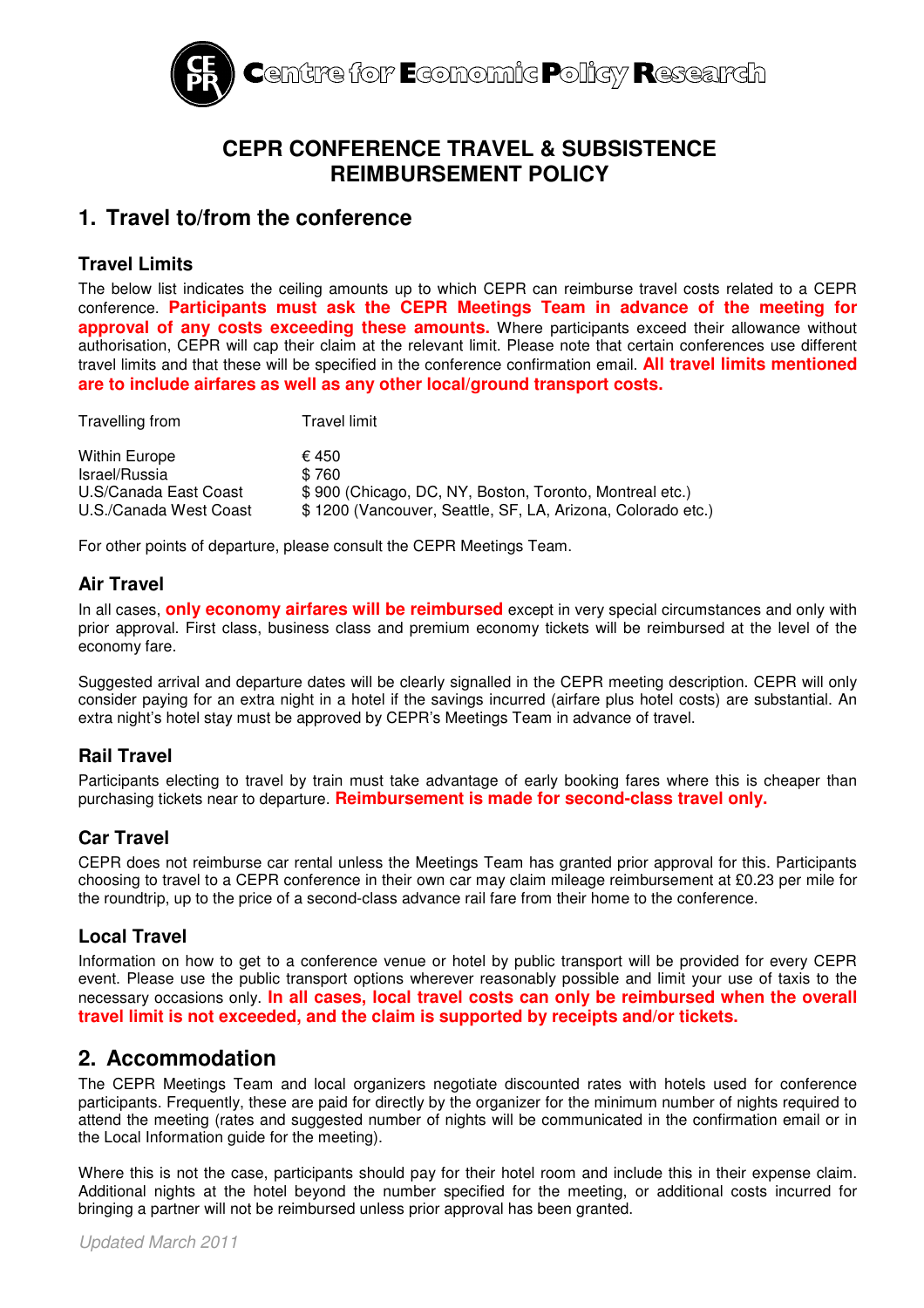Centre for Economic Policy Research

# CEPR CONFERENCE TRAVEL & SUBSISTENCE REIMBURSEMENT POLICY

## 1. Travel to/from the conference

### Travel Limits

The below list indicates the ceiling amounts up to which CEPR can reimburse travel costs related to a CEPR conference. **Participants must ask the CEPR Meetings Team in advance of the meeting for approval of any costs exceeding these amounts.** Where participants exceed their allowance without authorisation, CEPR will cap their claim at the relevant limit. Please note that certain conferences use different travel limits and that these will be specified in the conference confirmation email. **All travel limits mentioned are to include airfares as well as any other local/ground transport costs.**

| Travelling from | Travel limit |
|---|---|
| Within Europe | € 450 |
| Israel/Russia | $ 760 |
| U.S/Canada East Coast | $ 900 (Chicago, DC, NY, Boston, Toronto, Montreal etc.) |
| U.S./Canada West Coast | $ 1200 (Vancouver, Seattle, SF, LA, Arizona, Colorado etc.) |

For other points of departure, please consult the CEPR Meetings Team.

### Air Travel

In all cases, **only economy airfares will be reimbursed** except in very special circumstances and only with prior approval. First class, business class and premium economy tickets will be reimbursed at the level of the economy fare.

Suggested arrival and departure dates will be clearly signalled in the CEPR meeting description. CEPR will only consider paying for an extra night in a hotel if the savings incurred (airfare plus hotel costs) are substantial. An extra night's hotel stay must be approved by CEPR's Meetings Team in advance of travel.

### Rail Travel

Participants electing to travel by train must take advantage of early booking fares where this is cheaper than purchasing tickets near to departure. **Reimbursement is made for second-class travel only.**

### Car Travel

CEPR does not reimburse car rental unless the Meetings Team has granted prior approval for this. Participants choosing to travel to a CEPR conference in their own car may claim mileage reimbursement at £0.23 per mile for the roundtrip, up to the price of a second-class advance rail fare from their home to the conference.

### Local Travel

Information on how to get to a conference venue or hotel by public transport will be provided for every CEPR event. Please use the public transport options wherever reasonably possible and limit your use of taxis to the necessary occasions only. **In all cases, local travel costs can only be reimbursed when the overall travel limit is not exceeded, and the claim is supported by receipts and/or tickets.**

## 2. Accommodation

The CEPR Meetings Team and local organizers negotiate discounted rates with hotels used for conference participants. Frequently, these are paid for directly by the organizer for the minimum number of nights required to attend the meeting (rates and suggested number of nights will be communicated in the confirmation email or in the Local Information guide for the meeting).

Where this is not the case, participants should pay for their hotel room and include this in their expense claim. Additional nights at the hotel beyond the number specified for the meeting, or additional costs incurred for bringing a partner will not be reimbursed unless prior approval has been granted.

*Updated March 2011*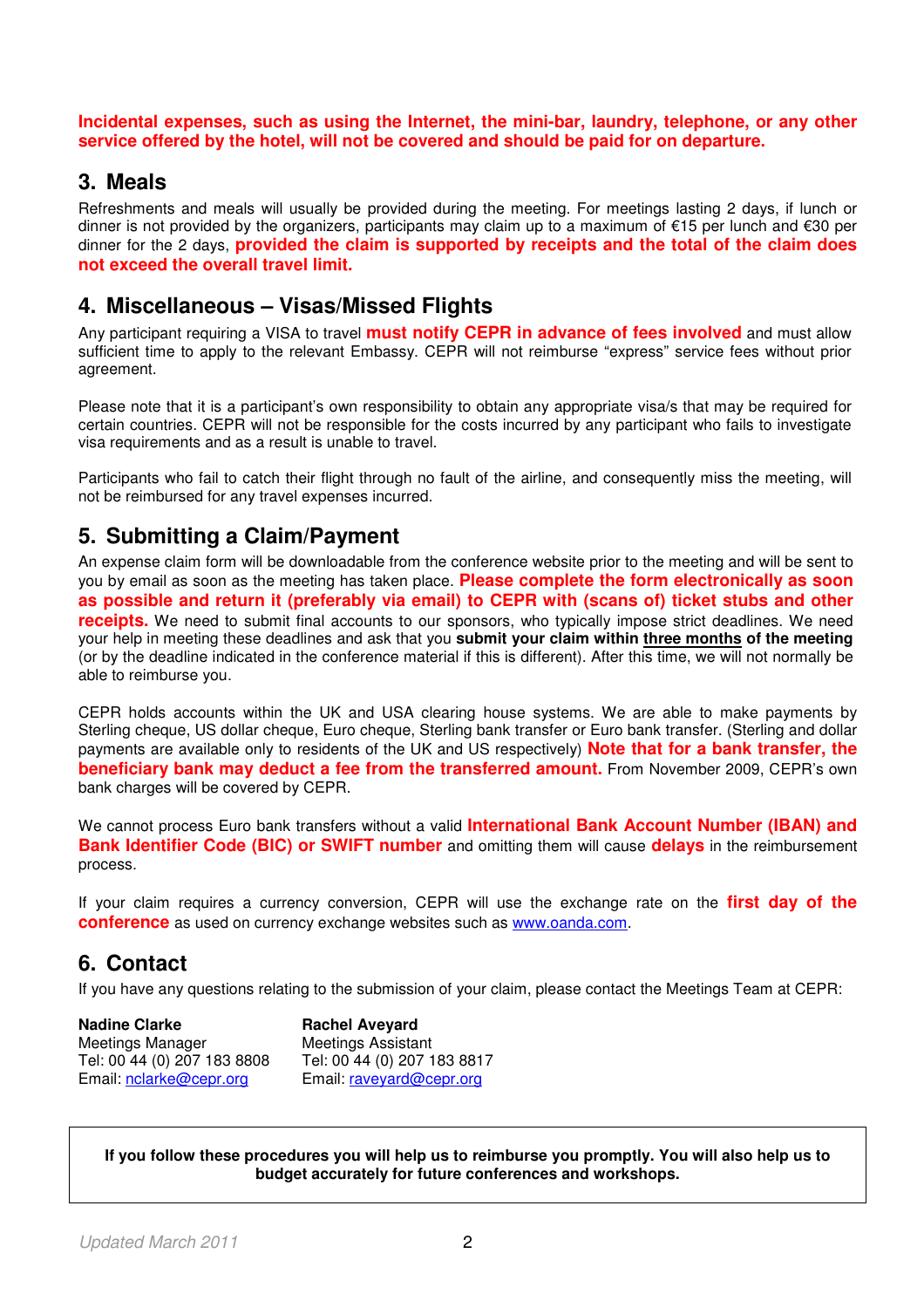**Incidental expenses, such as using the Internet, the mini-bar, laundry, telephone, or any other service offered by the hotel, will not be covered and should be paid for on departure.**

## 3. Meals

Refreshments and meals will usually be provided during the meeting. For meetings lasting 2 days, if lunch or dinner is not provided by the organizers, participants may claim up to a maximum of €15 per lunch and €30 per dinner for the 2 days, **provided the claim is supported by receipts and the total of the claim does not exceed the overall travel limit.**

## 4. Miscellaneous – Visas/Missed Flights

Any participant requiring a VISA to travel **must notify CEPR in advance of fees involved** and must allow sufficient time to apply to the relevant Embassy. CEPR will not reimburse "express" service fees without prior agreement.

Please note that it is a participant's own responsibility to obtain any appropriate visa/s that may be required for certain countries. CEPR will not be responsible for the costs incurred by any participant who fails to investigate visa requirements and as a result is unable to travel.

Participants who fail to catch their flight through no fault of the airline, and consequently miss the meeting, will not be reimbursed for any travel expenses incurred.

## 5. Submitting a Claim/Payment

An expense claim form will be downloadable from the conference website prior to the meeting and will be sent to you by email as soon as the meeting has taken place. **Please complete the form electronically as soon as possible and return it (preferably via email) to CEPR with (scans of) ticket stubs and other receipts.** We need to submit final accounts to our sponsors, who typically impose strict deadlines. We need your help in meeting these deadlines and ask that you **submit your claim within three months of the meeting** (or by the deadline indicated in the conference material if this is different). After this time, we will not normally be able to reimburse you.

CEPR holds accounts within the UK and USA clearing house systems. We are able to make payments by Sterling cheque, US dollar cheque, Euro cheque, Sterling bank transfer or Euro bank transfer. (Sterling and dollar payments are available only to residents of the UK and US respectively) **Note that for a bank transfer, the beneficiary bank may deduct a fee from the transferred amount.** From November 2009, CEPR's own bank charges will be covered by CEPR.

We cannot process Euro bank transfers without a valid **International Bank Account Number (IBAN) and Bank Identifier Code (BIC) or SWIFT number** and omitting them will cause **delays** in the reimbursement process.

If your claim requires a currency conversion, CEPR will use the exchange rate on the **first day of the conference** as used on currency exchange websites such as www.oanda.com.

## 6. Contact

If you have any questions relating to the submission of your claim, please contact the Meetings Team at CEPR:

**Nadine Clarke**
Meetings Manager
Tel: 00 44 (0) 207 183 8808
Email: nclarke@cepr.org

**Rachel Aveyard**
Meetings Assistant
Tel: 00 44 (0) 207 183 8817
Email: raveyard@cepr.org

**If you follow these procedures you will help us to reimburse you promptly. You will also help us to budget accurately for future conferences and workshops.**

*Updated March 2011*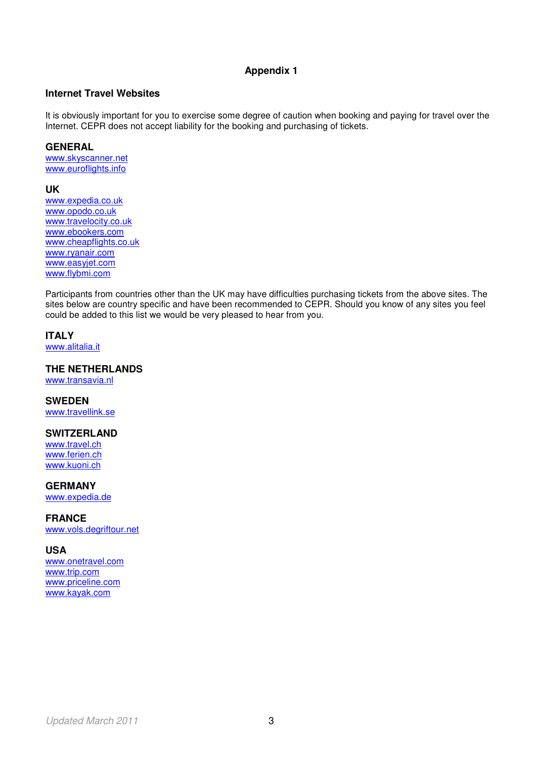# Appendix 1

## Internet Travel Websites

It is obviously important for you to exercise some degree of caution when booking and paying for travel over the Internet. CEPR does not accept liability for the booking and purchasing of tickets.

**GENERAL**
www.skyscanner.net
www.euroflights.info

**UK**
www.expedia.co.uk
www.opodo.co.uk
www.travelocity.co.uk
www.ebookers.com
www.cheapflights.co.uk
www.ryanair.com
www.easyjet.com
www.flybmi.com

Participants from countries other than the UK may have difficulties purchasing tickets from the above sites. The sites below are country specific and have been recommended to CEPR. Should you know of any sites you feel could be added to this list we would be very pleased to hear from you.

**ITALY**
www.alitalia.it

**THE NETHERLANDS**
www.transavia.nl

**SWEDEN**
www.travellink.se

**SWITZERLAND**
www.travel.ch
www.ferien.ch
www.kuoni.ch

**GERMANY**
www.expedia.de

**FRANCE**
www.vols.degriftour.net

**USA**
www.onetravel.com
www.trip.com
www.priceline.com
www.kayak.com

*Updated March 2011*